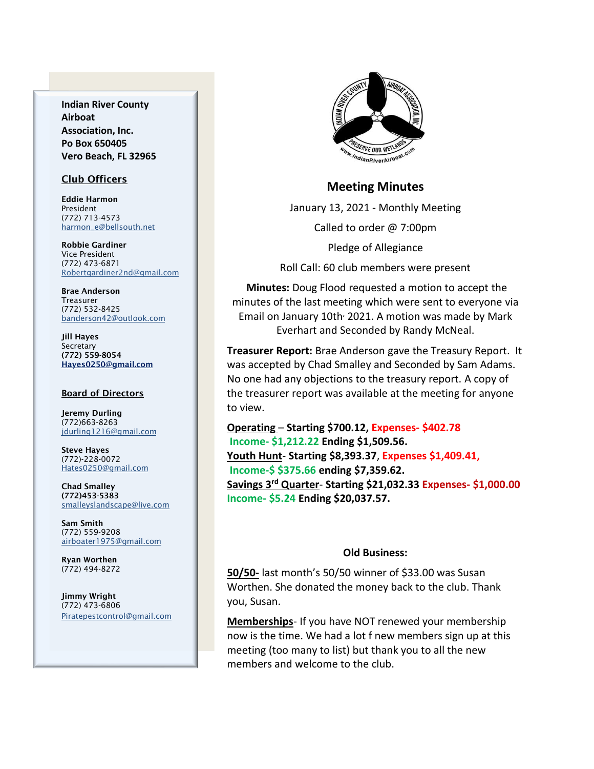**Indian River County Airboat Association, Inc.**
**Po Box 650405**
**Vero Beach, FL 32965**

## Club Officers

**Eddie Harmon**
President
(772) 713-4573
harmon_e@bellsouth.net

**Robbie Gardiner**
Vice President
(772) 473-6871
Robertgardiner2nd@gmail.com

**Brae Anderson**
Treasurer
(772) 532-8425
banderson42@outlook.com

**Jill Hayes**
Secretary
**(772) 559-8054**
**Hayes0250@gmail.com**

## Board of Directors

**Jeremy Durling**
(772)663-8263
jdurling1216@gmail.com

**Steve Hayes**
(772)-228-0072
Hates0250@gmail.com

**Chad Smalley**
**(772)453-5383**
smalleyslandscape@live.com

**Sam Smith**
(772) 559-9208
airboater1975@gmail.com

**Ryan Worthen**
(772) 494-8272

**Jimmy Wright**
(772) 473-6806
Piratepestcontrol@gmail.com

# Meeting Minutes

January 13, 2021 - Monthly Meeting

Called to order @ 7:00pm

Pledge of Allegiance

Roll Call: 60 club members were present

**Minutes:** Doug Flood requested a motion to accept the minutes of the last meeting which were sent to everyone via Email on January 10th, 2021. A motion was made by Mark Everhart and Seconded by Randy McNeal.

**Treasurer Report:** Brae Anderson gave the Treasury Report. It was accepted by Chad Smalley and Seconded by Sam Adams. No one had any objections to the treasury report. A copy of the treasurer report was available at the meeting for anyone to view.

**Operating** – **Starting $700.12, Expenses- $402.78 Income- $1,212.22 Ending $1,509.56.**
**Youth Hunt- Starting $8,393.37, Expenses $1,409.41, Income-$ $375.66 ending $7,359.62.**
**Savings 3rd Quarter- Starting $21,032.33 Expenses- $1,000.00 Income- $5.24 Ending $20,037.57.**

### Old Business:

**50/50-** last month's 50/50 winner of $33.00 was Susan Worthen. She donated the money back to the club. Thank you, Susan.

**Memberships**- If you have NOT renewed your membership now is the time. We had a lot f new members sign up at this meeting (too many to list) but thank you to all the new members and welcome to the club.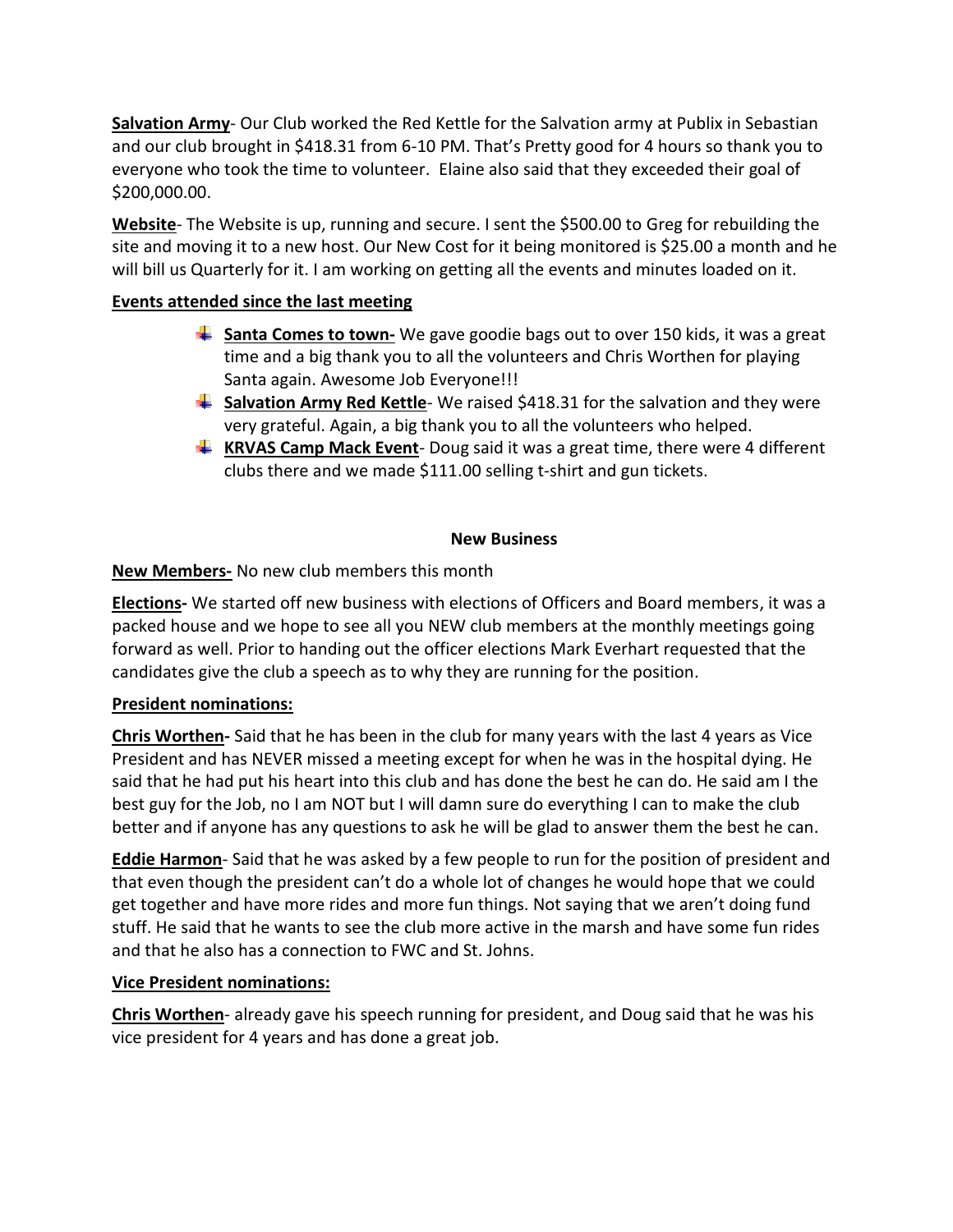**Salvation Army**- Our Club worked the Red Kettle for the Salvation army at Publix in Sebastian and our club brought in $418.31 from 6-10 PM. That's Pretty good for 4 hours so thank you to everyone who took the time to volunteer. Elaine also said that they exceeded their goal of $200,000.00.

**Website**- The Website is up, running and secure. I sent the $500.00 to Greg for rebuilding the site and moving it to a new host. Our New Cost for it being monitored is $25.00 a month and he will bill us Quarterly for it. I am working on getting all the events and minutes loaded on it.

**Events attended since the last meeting**

- **Santa Comes to town-** We gave goodie bags out to over 150 kids, it was a great time and a big thank you to all the volunteers and Chris Worthen for playing Santa again. Awesome Job Everyone!!!
- **Salvation Army Red Kettle**- We raised $418.31 for the salvation and they were very grateful. Again, a big thank you to all the volunteers who helped.
- **KRVAS Camp Mack Event**- Doug said it was a great time, there were 4 different clubs there and we made $111.00 selling t-shirt and gun tickets.

## New Business

**New Members-** No new club members this month

**Elections-** We started off new business with elections of Officers and Board members, it was a packed house and we hope to see all you NEW club members at the monthly meetings going forward as well. Prior to handing out the officer elections Mark Everhart requested that the candidates give the club a speech as to why they are running for the position.

**President nominations:**

**Chris Worthen-** Said that he has been in the club for many years with the last 4 years as Vice President and has NEVER missed a meeting except for when he was in the hospital dying. He said that he had put his heart into this club and has done the best he can do. He said am I the best guy for the Job, no I am NOT but I will damn sure do everything I can to make the club better and if anyone has any questions to ask he will be glad to answer them the best he can.

**Eddie Harmon**- Said that he was asked by a few people to run for the position of president and that even though the president can't do a whole lot of changes he would hope that we could get together and have more rides and more fun things. Not saying that we aren't doing fund stuff. He said that he wants to see the club more active in the marsh and have some fun rides and that he also has a connection to FWC and St. Johns.

**Vice President nominations:**

**Chris Worthen**- already gave his speech running for president, and Doug said that he was his vice president for 4 years and has done a great job.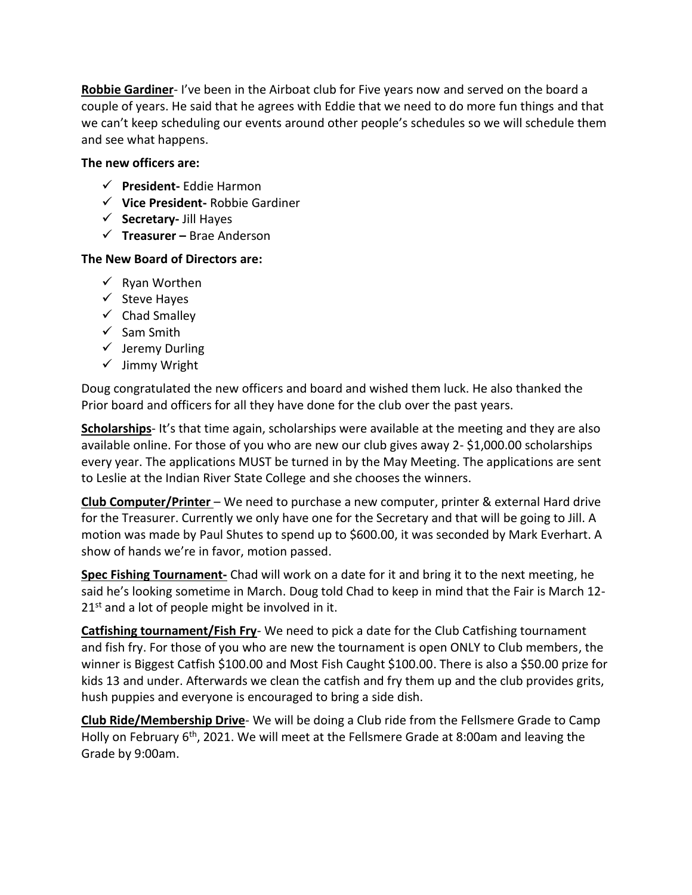**Robbie Gardiner**- I've been in the Airboat club for Five years now and served on the board a couple of years. He said that he agrees with Eddie that we need to do more fun things and that we can't keep scheduling our events around other people's schedules so we will schedule them and see what happens.

**The new officers are:**

- ✓ **President-** Eddie Harmon
- ✓ **Vice President-** Robbie Gardiner
- ✓ **Secretary-** Jill Hayes
- ✓ **Treasurer –** Brae Anderson

**The New Board of Directors are:**

- ✓ Ryan Worthen
- ✓ Steve Hayes
- ✓ Chad Smalley
- ✓ Sam Smith
- ✓ Jeremy Durling
- ✓ Jimmy Wright

Doug congratulated the new officers and board and wished them luck. He also thanked the Prior board and officers for all they have done for the club over the past years.

**Scholarships**- It's that time again, scholarships were available at the meeting and they are also available online. For those of you who are new our club gives away 2- $1,000.00 scholarships every year. The applications MUST be turned in by the May Meeting. The applications are sent to Leslie at the Indian River State College and she chooses the winners.

**Club Computer/Printer** – We need to purchase a new computer, printer & external Hard drive for the Treasurer. Currently we only have one for the Secretary and that will be going to Jill. A motion was made by Paul Shutes to spend up to $600.00, it was seconded by Mark Everhart. A show of hands we're in favor, motion passed.

**Spec Fishing Tournament-** Chad will work on a date for it and bring it to the next meeting, he said he's looking sometime in March. Doug told Chad to keep in mind that the Fair is March 12-21st and a lot of people might be involved in it.

**Catfishing tournament/Fish Fry**- We need to pick a date for the Club Catfishing tournament and fish fry. For those of you who are new the tournament is open ONLY to Club members, the winner is Biggest Catfish $100.00 and Most Fish Caught $100.00. There is also a $50.00 prize for kids 13 and under. Afterwards we clean the catfish and fry them up and the club provides grits, hush puppies and everyone is encouraged to bring a side dish.

**Club Ride/Membership Drive**- We will be doing a Club ride from the Fellsmere Grade to Camp Holly on February 6th, 2021. We will meet at the Fellsmere Grade at 8:00am and leaving the Grade by 9:00am.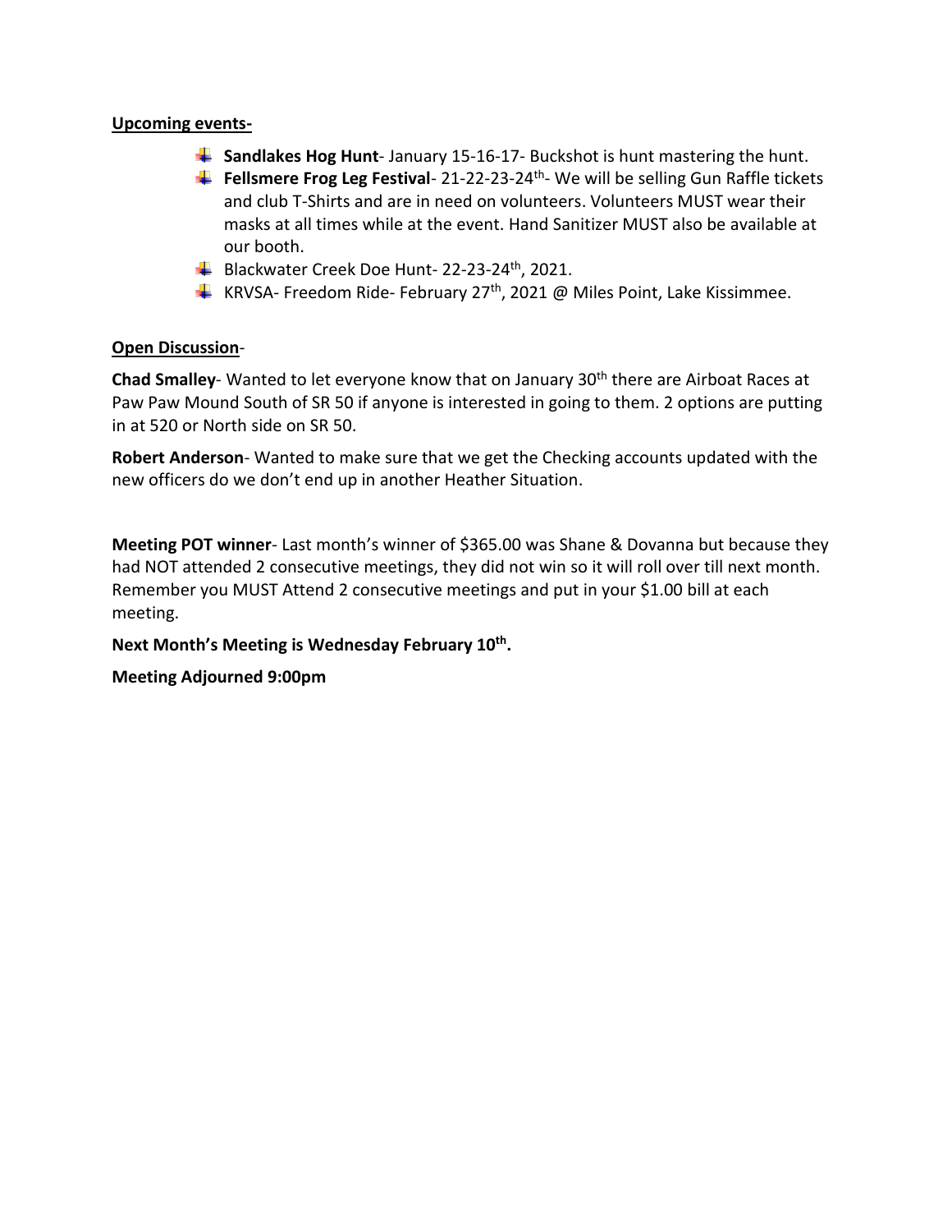**Upcoming events-**

- **Sandlakes Hog Hunt**- January 15-16-17- Buckshot is hunt mastering the hunt.
- **Fellsmere Frog Leg Festival**- 21-22-23-24th- We will be selling Gun Raffle tickets and club T-Shirts and are in need on volunteers. Volunteers MUST wear their masks at all times while at the event. Hand Sanitizer MUST also be available at our booth.
- Blackwater Creek Doe Hunt- 22-23-24th, 2021.
- KRVSA- Freedom Ride- February 27th, 2021 @ Miles Point, Lake Kissimmee.

**Open Discussion**-

**Chad Smalley**- Wanted to let everyone know that on January 30th there are Airboat Races at Paw Paw Mound South of SR 50 if anyone is interested in going to them. 2 options are putting in at 520 or North side on SR 50.

**Robert Anderson**- Wanted to make sure that we get the Checking accounts updated with the new officers do we don't end up in another Heather Situation.

**Meeting POT winner**- Last month's winner of $365.00 was Shane & Dovanna but because they had NOT attended 2 consecutive meetings, they did not win so it will roll over till next month. Remember you MUST Attend 2 consecutive meetings and put in your $1.00 bill at each meeting.

**Next Month's Meeting is Wednesday February 10th.**

**Meeting Adjourned 9:00pm**